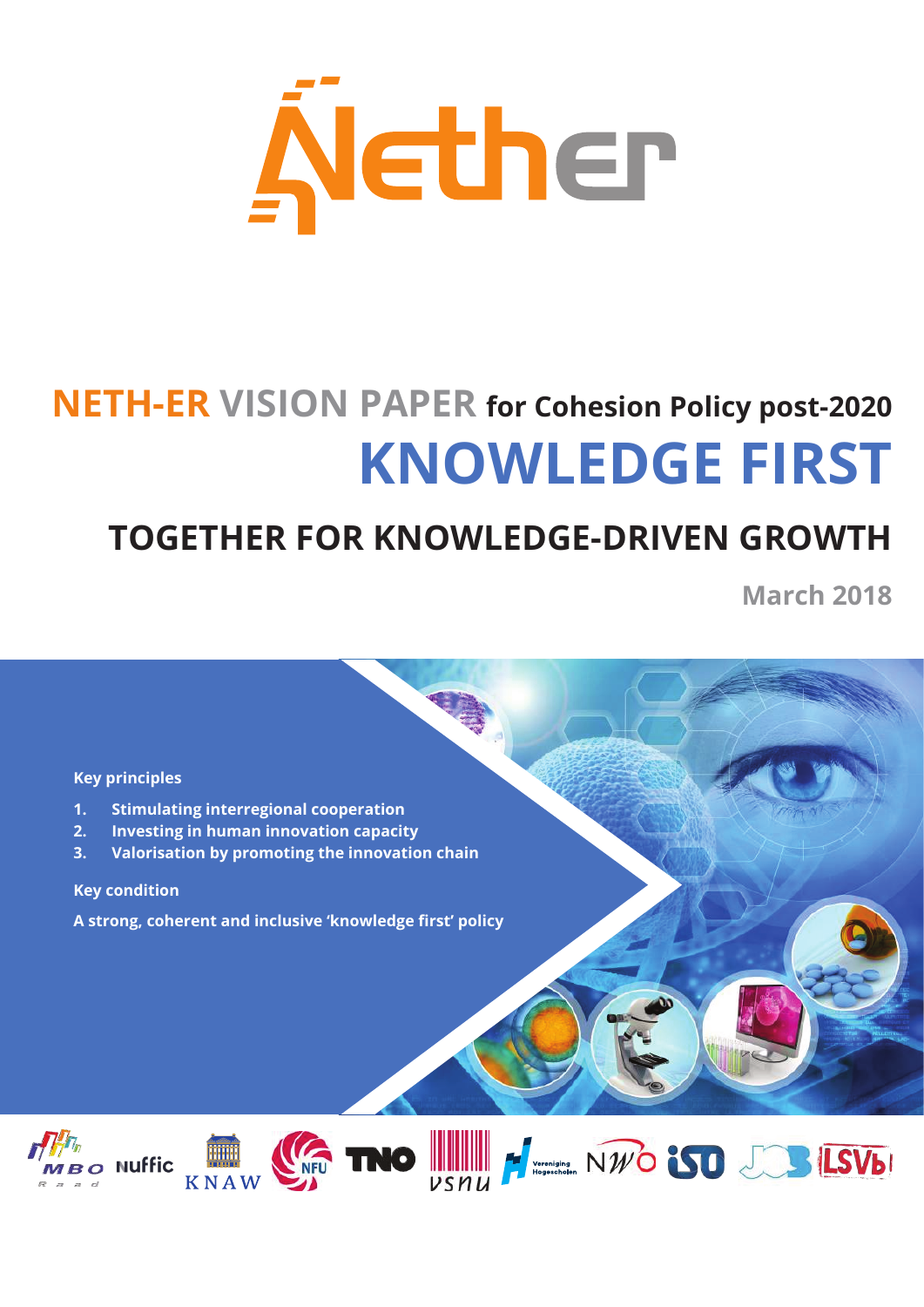# NETH-ER VISION PAPER for Cohesion Policy post-2020

# KNOWLEDGE FIRST

## TOGETHER FOR KNOWLEDGE-DRIVEN GROWTH

March 2018

**Key principles**

1. **Stimulating interregional cooperation**
2. **Investing in human innovation capacity**
3. **Valorisation by promoting the innovation chain**

**Key condition**

**A strong, coherent and inclusive 'knowledge first' policy**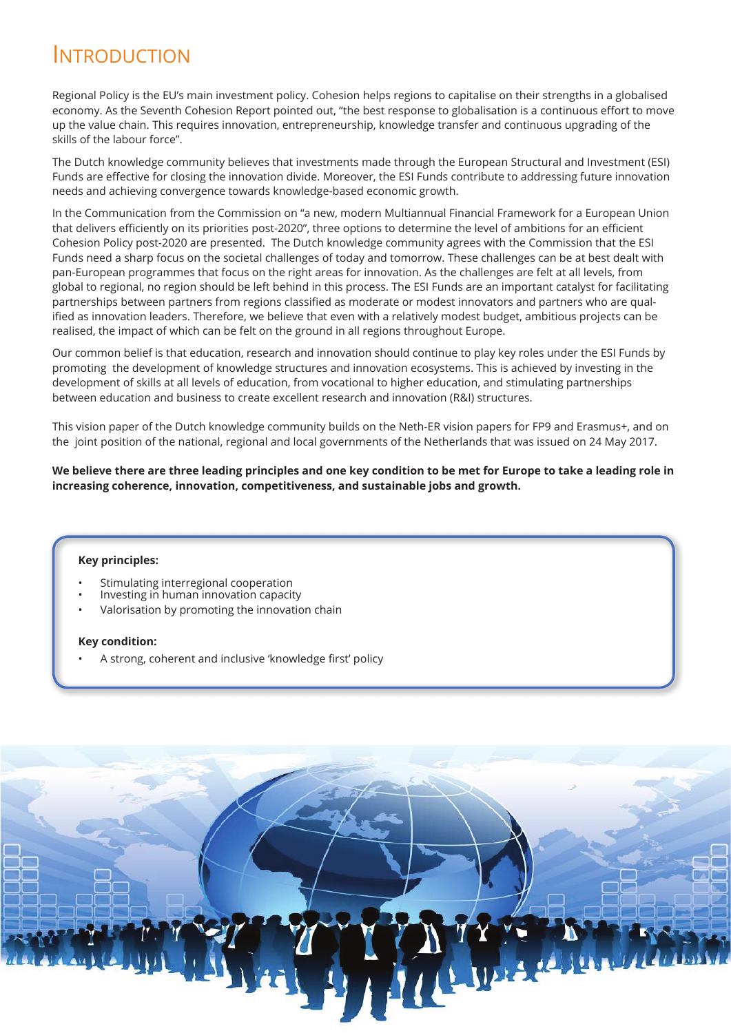# Introduction

Regional Policy is the EU's main investment policy. Cohesion helps regions to capitalise on their strengths in a globalised economy. As the Seventh Cohesion Report pointed out, "the best response to globalisation is a continuous effort to move up the value chain. This requires innovation, entrepreneurship, knowledge transfer and continuous upgrading of the skills of the labour force".

The Dutch knowledge community believes that investments made through the European Structural and Investment (ESI) Funds are effective for closing the innovation divide. Moreover, the ESI Funds contribute to addressing future innovation needs and achieving convergence towards knowledge-based economic growth.

In the Communication from the Commission on "a new, modern Multiannual Financial Framework for a European Union that delivers efficiently on its priorities post-2020", three options to determine the level of ambitions for an efficient Cohesion Policy post-2020 are presented. The Dutch knowledge community agrees with the Commission that the ESI Funds need a sharp focus on the societal challenges of today and tomorrow. These challenges can be at best dealt with pan-European programmes that focus on the right areas for innovation. As the challenges are felt at all levels, from global to regional, no region should be left behind in this process. The ESI Funds are an important catalyst for facilitating partnerships between partners from regions classified as moderate or modest innovators and partners who are qualified as innovation leaders. Therefore, we believe that even with a relatively modest budget, ambitious projects can be realised, the impact of which can be felt on the ground in all regions throughout Europe.

Our common belief is that education, research and innovation should continue to play key roles under the ESI Funds by promoting the development of knowledge structures and innovation ecosystems. This is achieved by investing in the development of skills at all levels of education, from vocational to higher education, and stimulating partnerships between education and business to create excellent research and innovation (R&I) structures.

This vision paper of the Dutch knowledge community builds on the Neth-ER vision papers for FP9 and Erasmus+, and on the joint position of the national, regional and local governments of the Netherlands that was issued on 24 May 2017.

**We believe there are three leading principles and one key condition to be met for Europe to take a leading role in increasing coherence, innovation, competitiveness, and sustainable jobs and growth.**

**Key principles:**

- Stimulating interregional cooperation
- Investing in human innovation capacity
- Valorisation by promoting the innovation chain

**Key condition:**

- A strong, coherent and inclusive 'knowledge first' policy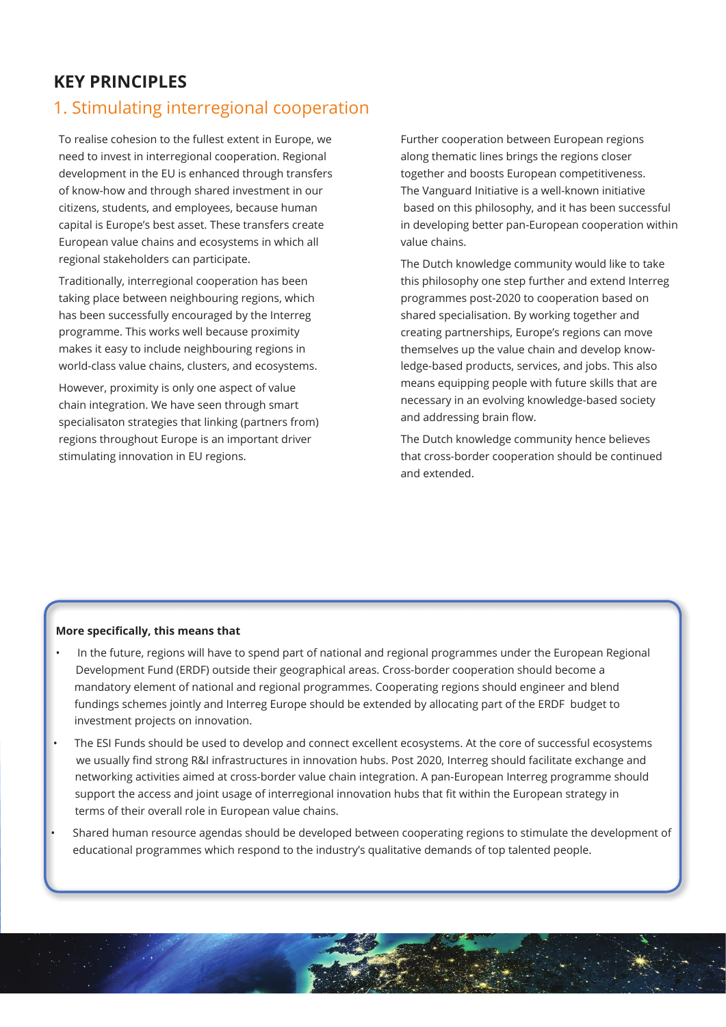## KEY PRINCIPLES

### 1. Stimulating interregional cooperation

To realise cohesion to the fullest extent in Europe, we need to invest in interregional cooperation. Regional development in the EU is enhanced through transfers of know-how and through shared investment in our citizens, students, and employees, because human capital is Europe's best asset. These transfers create European value chains and ecosystems in which all regional stakeholders can participate.

Traditionally, interregional cooperation has been taking place between neighbouring regions, which has been successfully encouraged by the Interreg programme. This works well because proximity makes it easy to include neighbouring regions in world-class value chains, clusters, and ecosystems.

However, proximity is only one aspect of value chain integration. We have seen through smart specialisaton strategies that linking (partners from) regions throughout Europe is an important driver stimulating innovation in EU regions.

Further cooperation between European regions along thematic lines brings the regions closer together and boosts European competitiveness. The Vanguard Initiative is a well-known initiative based on this philosophy, and it has been successful in developing better pan-European cooperation within value chains.

The Dutch knowledge community would like to take this philosophy one step further and extend Interreg programmes post-2020 to cooperation based on shared specialisation. By working together and creating partnerships, Europe's regions can move themselves up the value chain and develop knowledge-based products, services, and jobs. This also means equipping people with future skills that are necessary in an evolving knowledge-based society and addressing brain flow.

The Dutch knowledge community hence believes that cross-border cooperation should be continued and extended.

**More specifically, this means that**

- In the future, regions will have to spend part of national and regional programmes under the European Regional Development Fund (ERDF) outside their geographical areas. Cross-border cooperation should become a mandatory element of national and regional programmes. Cooperating regions should engineer and blend fundings schemes jointly and Interreg Europe should be extended by allocating part of the ERDF budget to investment projects on innovation.
- The ESI Funds should be used to develop and connect excellent ecosystems. At the core of successful ecosystems we usually find strong R&I infrastructures in innovation hubs. Post 2020, Interreg should facilitate exchange and networking activities aimed at cross-border value chain integration. A pan-European Interreg programme should support the access and joint usage of interregional innovation hubs that fit within the European strategy in terms of their overall role in European value chains.
- Shared human resource agendas should be developed between cooperating regions to stimulate the development of educational programmes which respond to the industry's qualitative demands of top talented people.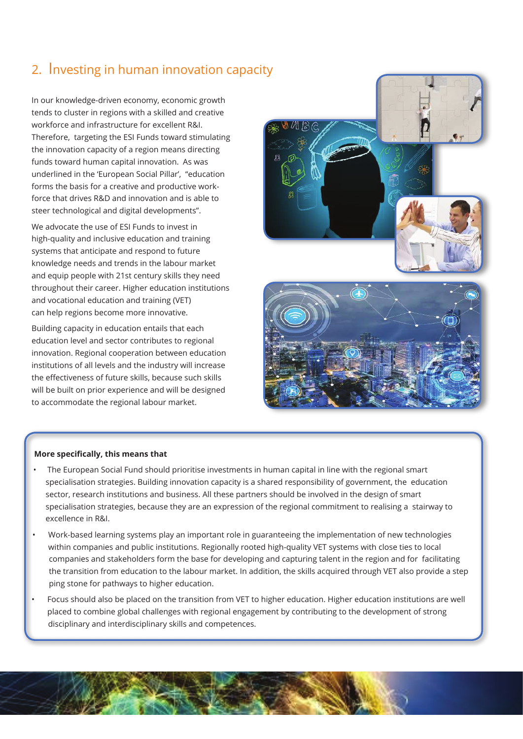## 2. Investing in human innovation capacity

In our knowledge-driven economy, economic growth tends to cluster in regions with a skilled and creative workforce and infrastructure for excellent R&I. Therefore, targeting the ESI Funds toward stimulating the innovation capacity of a region means directing funds toward human capital innovation. As was underlined in the 'European Social Pillar', "education forms the basis for a creative and productive work-force that drives R&D and innovation and is able to steer technological and digital developments".

We advocate the use of ESI Funds to invest in high-quality and inclusive education and training systems that anticipate and respond to future knowledge needs and trends in the labour market and equip people with 21st century skills they need throughout their career. Higher education institutions and vocational education and training (VET) can help regions become more innovative.

Building capacity in education entails that each education level and sector contributes to regional innovation. Regional cooperation between education institutions of all levels and the industry will increase the effectiveness of future skills, because such skills will be built on prior experience and will be designed to accommodate the regional labour market.

**More specifically, this means that**

- The European Social Fund should prioritise investments in human capital in line with the regional smart specialisation strategies. Building innovation capacity is a shared responsibility of government, the education sector, research institutions and business. All these partners should be involved in the design of smart specialisation strategies, because they are an expression of the regional commitment to realising a stairway to excellence in R&I.
- Work-based learning systems play an important role in guaranteeing the implementation of new technologies within companies and public institutions. Regionally rooted high-quality VET systems with close ties to local companies and stakeholders form the base for developing and capturing talent in the region and for facilitating the transition from education to the labour market. In addition, the skills acquired through VET also provide a stepping stone for pathways to higher education.
- Focus should also be placed on the transition from VET to higher education. Higher education institutions are well placed to combine global challenges with regional engagement by contributing to the development of strong disciplinary and interdisciplinary skills and competences.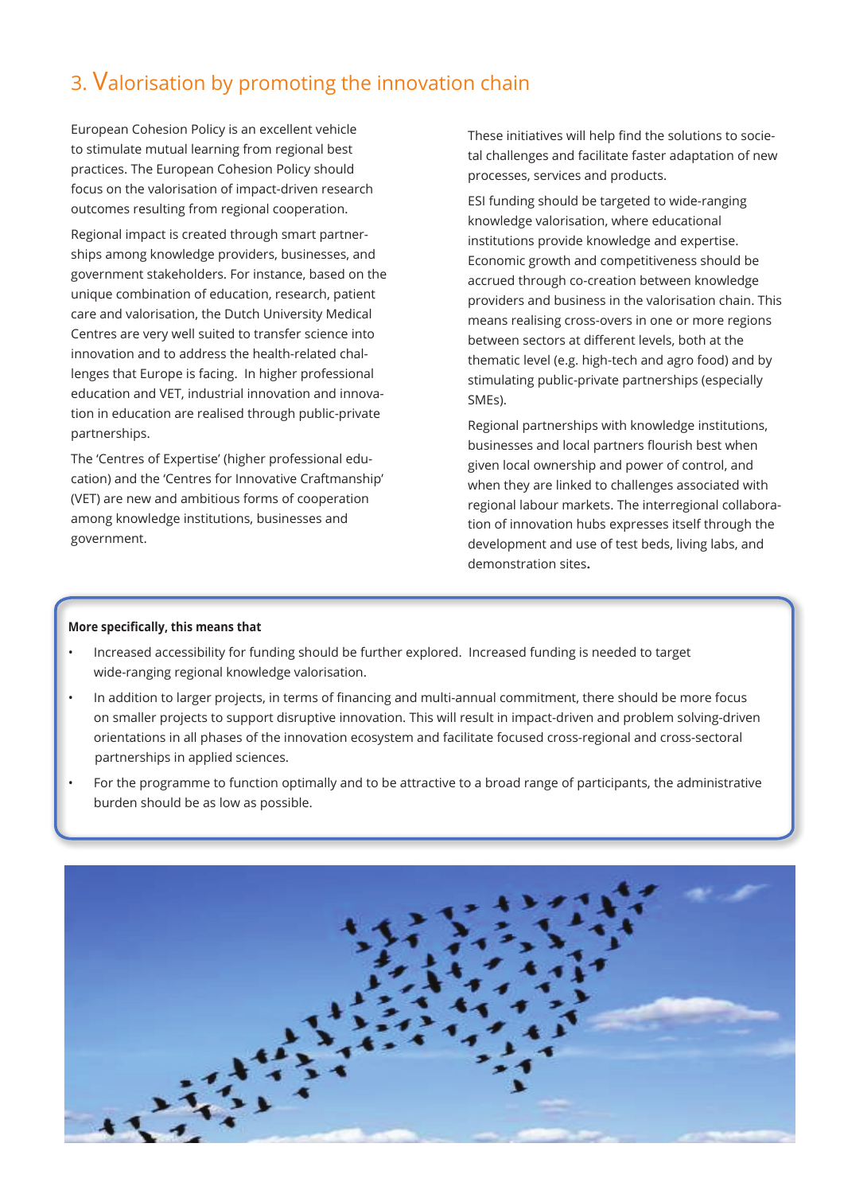## 3. Valorisation by promoting the innovation chain

European Cohesion Policy is an excellent vehicle to stimulate mutual learning from regional best practices. The European Cohesion Policy should focus on the valorisation of impact-driven research outcomes resulting from regional cooperation.

Regional impact is created through smart partnerships among knowledge providers, businesses, and government stakeholders. For instance, based on the unique combination of education, research, patient care and valorisation, the Dutch University Medical Centres are very well suited to transfer science into innovation and to address the health-related challenges that Europe is facing. In higher professional education and VET, industrial innovation and innovation in education are realised through public-private partnerships.

The 'Centres of Expertise' (higher professional education) and the 'Centres for Innovative Craftmanship' (VET) are new and ambitious forms of cooperation among knowledge institutions, businesses and government.

These initiatives will help find the solutions to societal challenges and facilitate faster adaptation of new processes, services and products.

ESI funding should be targeted to wide-ranging knowledge valorisation, where educational institutions provide knowledge and expertise. Economic growth and competitiveness should be accrued through co-creation between knowledge providers and business in the valorisation chain. This means realising cross-overs in one or more regions between sectors at different levels, both at the thematic level (e.g. high-tech and agro food) and by stimulating public-private partnerships (especially SMEs).

Regional partnerships with knowledge institutions, businesses and local partners flourish best when given local ownership and power of control, and when they are linked to challenges associated with regional labour markets. The interregional collaboration of innovation hubs expresses itself through the development and use of test beds, living labs, and demonstration sites.

**More specifically, this means that**

- Increased accessibility for funding should be further explored. Increased funding is needed to target wide-ranging regional knowledge valorisation.
- In addition to larger projects, in terms of financing and multi-annual commitment, there should be more focus on smaller projects to support disruptive innovation. This will result in impact-driven and problem solving-driven orientations in all phases of the innovation ecosystem and facilitate focused cross-regional and cross-sectoral partnerships in applied sciences.
- For the programme to function optimally and to be attractive to a broad range of participants, the administrative burden should be as low as possible.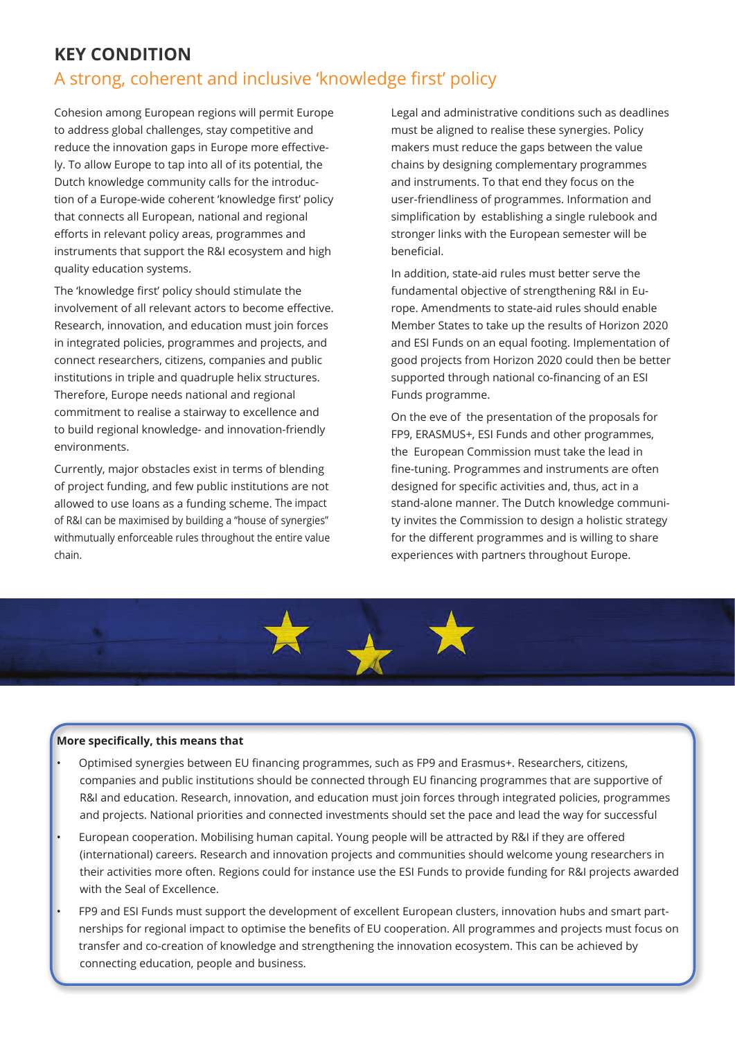## KEY CONDITION

### A strong, coherent and inclusive 'knowledge first' policy

Cohesion among European regions will permit Europe to address global challenges, stay competitive and reduce the innovation gaps in Europe more effectively. To allow Europe to tap into all of its potential, the Dutch knowledge community calls for the introduction of a Europe-wide coherent 'knowledge first' policy that connects all European, national and regional efforts in relevant policy areas, programmes and instruments that support the R&I ecosystem and high quality education systems.

The 'knowledge first' policy should stimulate the involvement of all relevant actors to become effective. Research, innovation, and education must join forces in integrated policies, programmes and projects, and connect researchers, citizens, companies and public institutions in triple and quadruple helix structures. Therefore, Europe needs national and regional commitment to realise a stairway to excellence and to build regional knowledge- and innovation-friendly environments.

Currently, major obstacles exist in terms of blending of project funding, and few public institutions are not allowed to use loans as a funding scheme. The impact of R&I can be maximised by building a "house of synergies" withmutually enforceable rules throughout the entire value chain.

Legal and administrative conditions such as deadlines must be aligned to realise these synergies. Policy makers must reduce the gaps between the value chains by designing complementary programmes and instruments. To that end they focus on the user-friendliness of programmes. Information and simplification by establishing a single rulebook and stronger links with the European semester will be beneficial.

In addition, state-aid rules must better serve the fundamental objective of strengthening R&I in Europe. Amendments to state-aid rules should enable Member States to take up the results of Horizon 2020 and ESI Funds on an equal footing. Implementation of good projects from Horizon 2020 could then be better supported through national co-financing of an ESI Funds programme.

On the eve of the presentation of the proposals for FP9, ERASMUS+, ESI Funds and other programmes, the European Commission must take the lead in fine-tuning. Programmes and instruments are often designed for specific activities and, thus, act in a stand-alone manner. The Dutch knowledge community invites the Commission to design a holistic strategy for the different programmes and is willing to share experiences with partners throughout Europe.

**More specifically, this means that**

- Optimised synergies between EU financing programmes, such as FP9 and Erasmus+. Researchers, citizens, companies and public institutions should be connected through EU financing programmes that are supportive of R&I and education. Research, innovation, and education must join forces through integrated policies, programmes and projects. National priorities and connected investments should set the pace and lead the way for successful
- European cooperation. Mobilising human capital. Young people will be attracted by R&I if they are offered (international) careers. Research and innovation projects and communities should welcome young researchers in their activities more often. Regions could for instance use the ESI Funds to provide funding for R&I projects awarded with the Seal of Excellence.
- FP9 and ESI Funds must support the development of excellent European clusters, innovation hubs and smart partnerships for regional impact to optimise the benefits of EU cooperation. All programmes and projects must focus on transfer and co-creation of knowledge and strengthening the innovation ecosystem. This can be achieved by connecting education, people and business.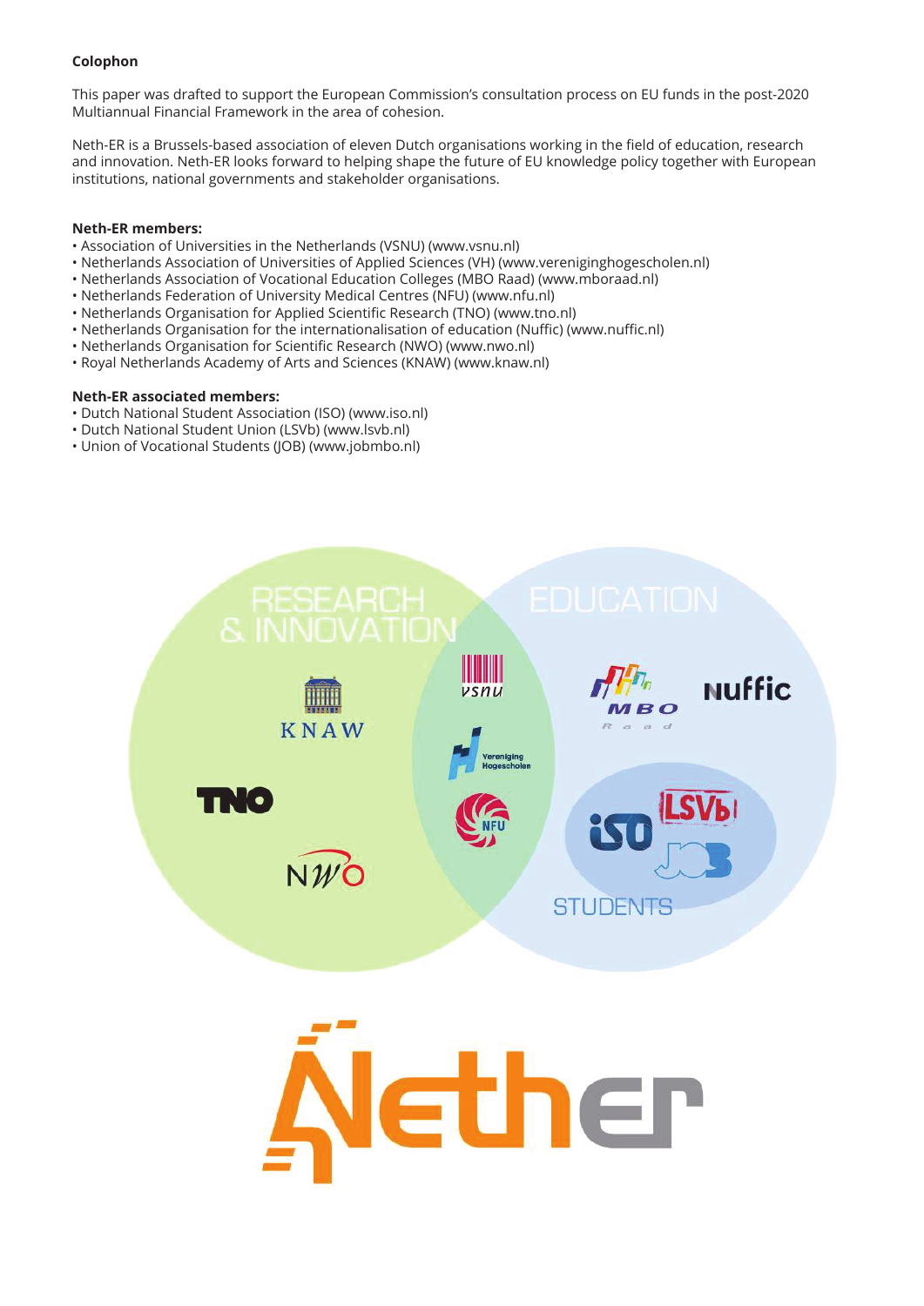**Colophon**

This paper was drafted to support the European Commission's consultation process on EU funds in the post-2020 Multiannual Financial Framework in the area of cohesion.

Neth-ER is a Brussels-based association of eleven Dutch organisations working in the field of education, research and innovation. Neth-ER looks forward to helping shape the future of EU knowledge policy together with European institutions, national governments and stakeholder organisations.

**Neth-ER members:**

- Association of Universities in the Netherlands (VSNU) (www.vsnu.nl)
- Netherlands Association of Universities of Applied Sciences (VH) (www.vereniginghogescholen.nl)
- Netherlands Association of Vocational Education Colleges (MBO Raad) (www.mboraad.nl)
- Netherlands Federation of University Medical Centres (NFU) (www.nfu.nl)
- Netherlands Organisation for Applied Scientific Research (TNO) (www.tno.nl)
- Netherlands Organisation for the internationalisation of education (Nuffic) (www.nuffic.nl)
- Netherlands Organisation for Scientific Research (NWO) (www.nwo.nl)
- Royal Netherlands Academy of Arts and Sciences (KNAW) (www.knaw.nl)

**Neth-ER associated members:**

- Dutch National Student Association (ISO) (www.iso.nl)
- Dutch National Student Union (LSVb) (www.lsvb.nl)
- Union of Vocational Students (JOB) (www.jobmbo.nl)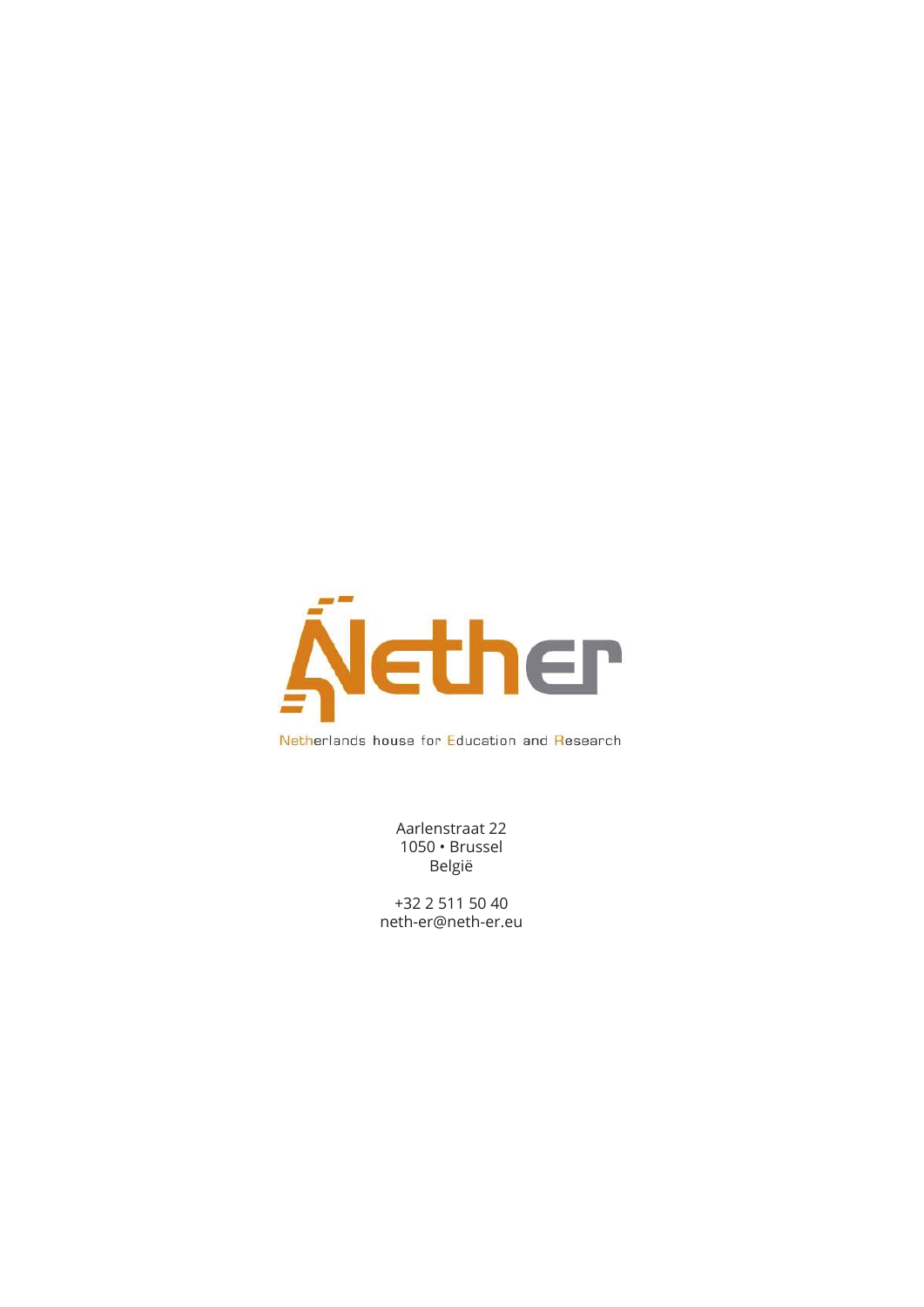Nether

Netherlands house for Education and Research

Aarlenstraat 22
1050 • Brussel
België

+32 2 511 50 40
neth-er@neth-er.eu